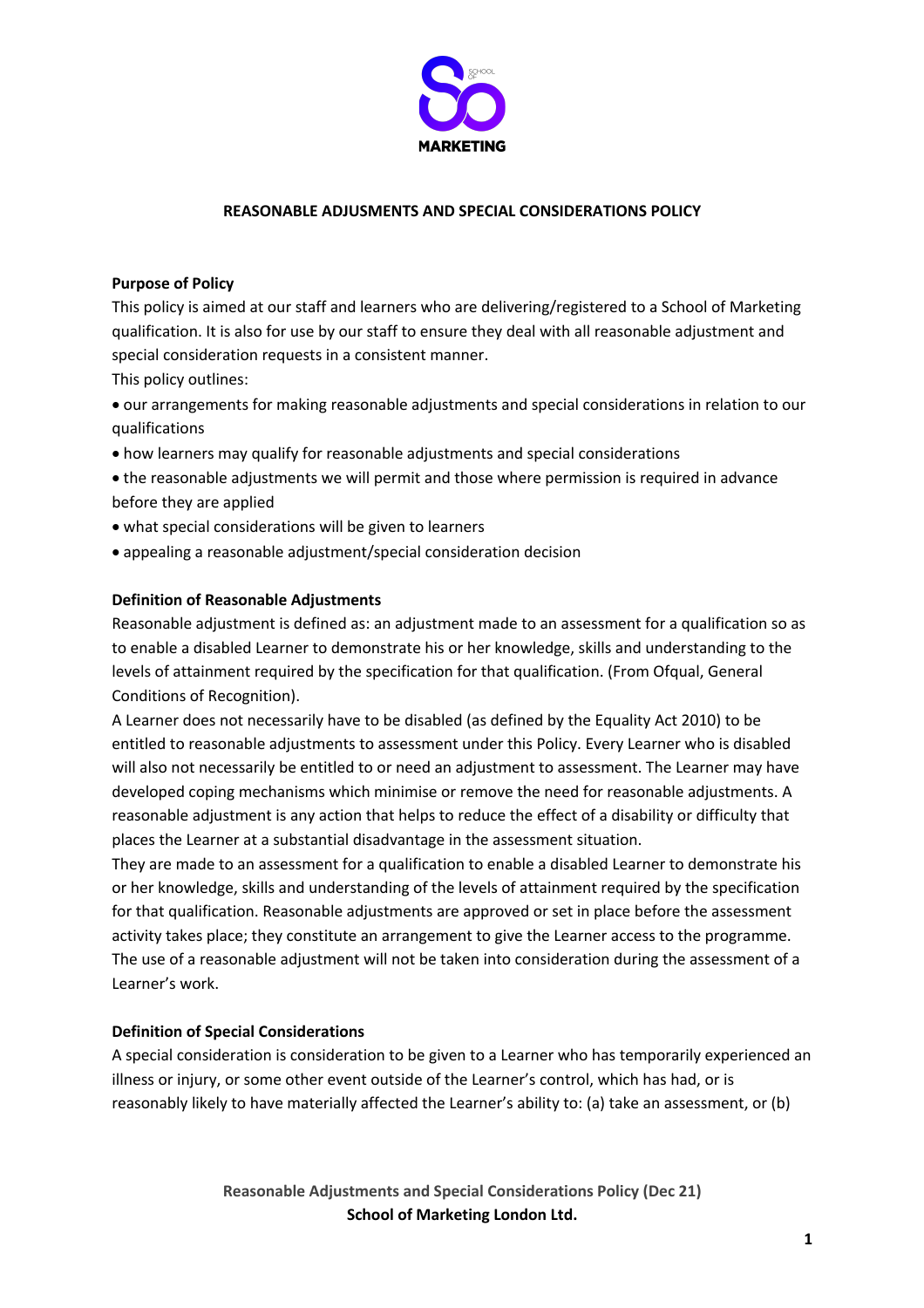# REASONABLE ADJUSMENTS AND SPECIAL CONSIDERATIONS POLICY

## Purpose of Policy

This policy is aimed at our staff and learners who are delivering/registered to a School of Marketing qualification. It is also for use by our staff to ensure they deal with all reasonable adjustment and special consideration requests in a consistent manner.

This policy outlines:

- our arrangements for making reasonable adjustments and special considerations in relation to our qualifications
- how learners may qualify for reasonable adjustments and special considerations
- the reasonable adjustments we will permit and those where permission is required in advance before they are applied
- what special considerations will be given to learners
- appealing a reasonable adjustment/special consideration decision

## Definition of Reasonable Adjustments

Reasonable adjustment is defined as: an adjustment made to an assessment for a qualification so as to enable a disabled Learner to demonstrate his or her knowledge, skills and understanding to the levels of attainment required by the specification for that qualification. (From Ofqual, General Conditions of Recognition).

A Learner does not necessarily have to be disabled (as defined by the Equality Act 2010) to be entitled to reasonable adjustments to assessment under this Policy. Every Learner who is disabled will also not necessarily be entitled to or need an adjustment to assessment. The Learner may have developed coping mechanisms which minimise or remove the need for reasonable adjustments. A reasonable adjustment is any action that helps to reduce the effect of a disability or difficulty that places the Learner at a substantial disadvantage in the assessment situation.

They are made to an assessment for a qualification to enable a disabled Learner to demonstrate his or her knowledge, skills and understanding of the levels of attainment required by the specification for that qualification. Reasonable adjustments are approved or set in place before the assessment activity takes place; they constitute an arrangement to give the Learner access to the programme. The use of a reasonable adjustment will not be taken into consideration during the assessment of a Learner's work.

## Definition of Special Considerations

A special consideration is consideration to be given to a Learner who has temporarily experienced an illness or injury, or some other event outside of the Learner's control, which has had, or is reasonably likely to have materially affected the Learner's ability to: (a) take an assessment, or (b)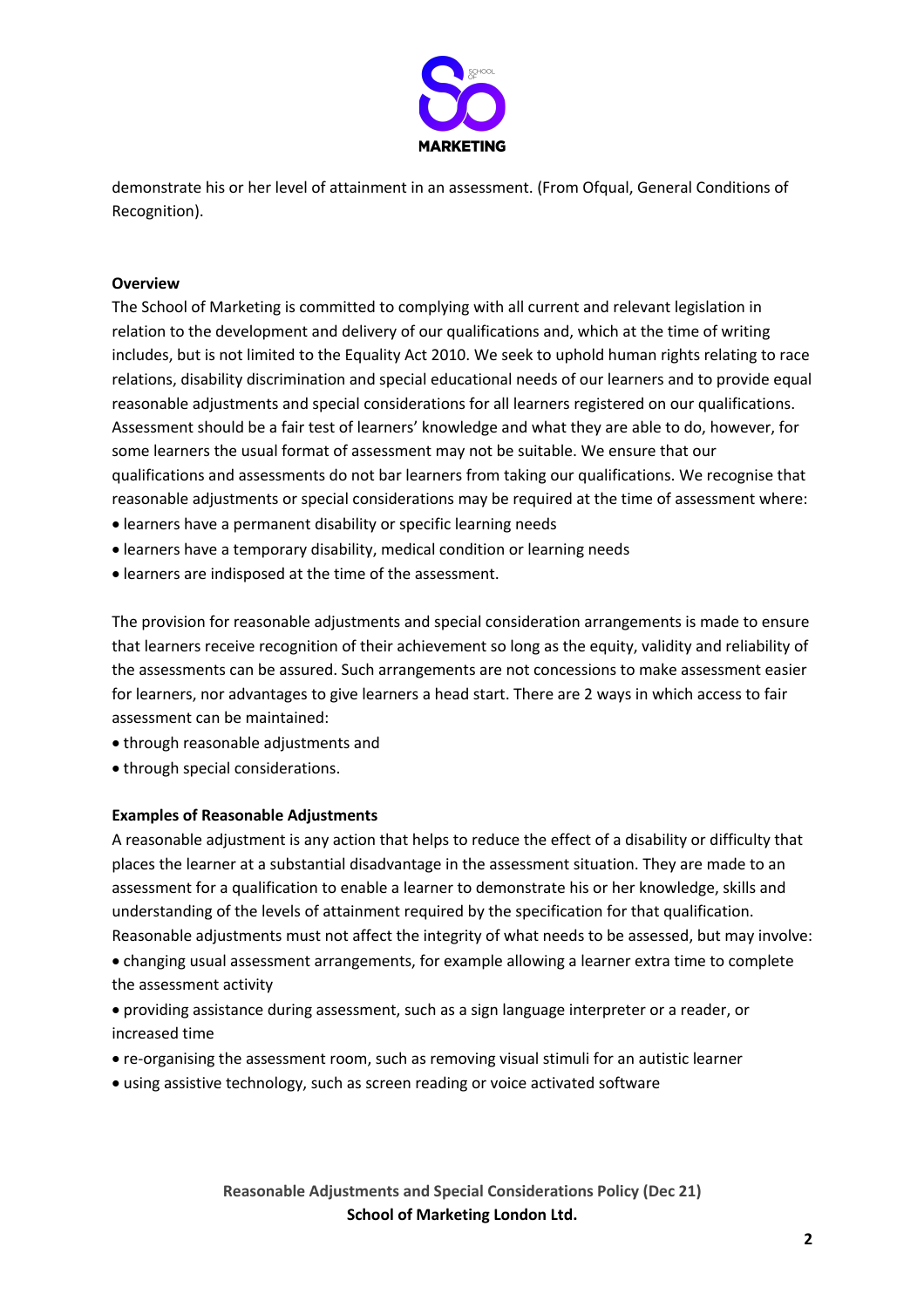demonstrate his or her level of attainment in an assessment. (From Ofqual, General Conditions of Recognition).

**Overview**

The School of Marketing is committed to complying with all current and relevant legislation in relation to the development and delivery of our qualifications and, which at the time of writing includes, but is not limited to the Equality Act 2010. We seek to uphold human rights relating to race relations, disability discrimination and special educational needs of our learners and to provide equal reasonable adjustments and special considerations for all learners registered on our qualifications. Assessment should be a fair test of learners' knowledge and what they are able to do, however, for some learners the usual format of assessment may not be suitable. We ensure that our qualifications and assessments do not bar learners from taking our qualifications. We recognise that reasonable adjustments or special considerations may be required at the time of assessment where:

- learners have a permanent disability or specific learning needs
- learners have a temporary disability, medical condition or learning needs
- learners are indisposed at the time of the assessment.

The provision for reasonable adjustments and special consideration arrangements is made to ensure that learners receive recognition of their achievement so long as the equity, validity and reliability of the assessments can be assured. Such arrangements are not concessions to make assessment easier for learners, nor advantages to give learners a head start. There are 2 ways in which access to fair assessment can be maintained:

- through reasonable adjustments and
- through special considerations.

**Examples of Reasonable Adjustments**

A reasonable adjustment is any action that helps to reduce the effect of a disability or difficulty that places the learner at a substantial disadvantage in the assessment situation. They are made to an assessment for a qualification to enable a learner to demonstrate his or her knowledge, skills and understanding of the levels of attainment required by the specification for that qualification. Reasonable adjustments must not affect the integrity of what needs to be assessed, but may involve:

- changing usual assessment arrangements, for example allowing a learner extra time to complete the assessment activity
- providing assistance during assessment, such as a sign language interpreter or a reader, or increased time
- re-organising the assessment room, such as removing visual stimuli for an autistic learner
- using assistive technology, such as screen reading or voice activated software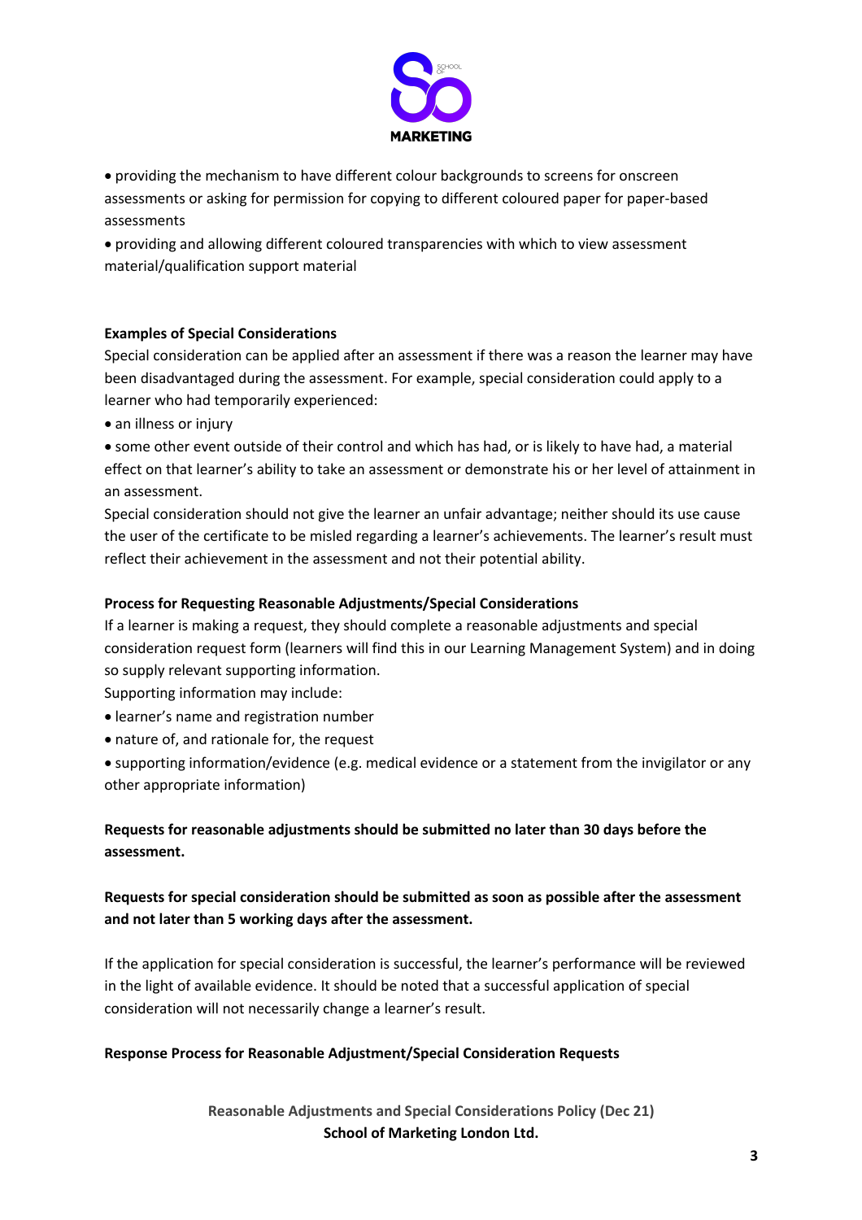- providing the mechanism to have different colour backgrounds to screens for onscreen assessments or asking for permission for copying to different coloured paper for paper-based assessments
- providing and allowing different coloured transparencies with which to view assessment material/qualification support material

**Examples of Special Considerations**

Special consideration can be applied after an assessment if there was a reason the learner may have been disadvantaged during the assessment. For example, special consideration could apply to a learner who had temporarily experienced:

- an illness or injury
- some other event outside of their control and which has had, or is likely to have had, a material effect on that learner's ability to take an assessment or demonstrate his or her level of attainment in an assessment.

Special consideration should not give the learner an unfair advantage; neither should its use cause the user of the certificate to be misled regarding a learner's achievements. The learner's result must reflect their achievement in the assessment and not their potential ability.

**Process for Requesting Reasonable Adjustments/Special Considerations**

If a learner is making a request, they should complete a reasonable adjustments and special consideration request form (learners will find this in our Learning Management System) and in doing so supply relevant supporting information.

Supporting information may include:

- learner's name and registration number
- nature of, and rationale for, the request
- supporting information/evidence (e.g. medical evidence or a statement from the invigilator or any other appropriate information)

**Requests for reasonable adjustments should be submitted no later than 30 days before the assessment.**

**Requests for special consideration should be submitted as soon as possible after the assessment and not later than 5 working days after the assessment.**

If the application for special consideration is successful, the learner's performance will be reviewed in the light of available evidence. It should be noted that a successful application of special consideration will not necessarily change a learner's result.

**Response Process for Reasonable Adjustment/Special Consideration Requests**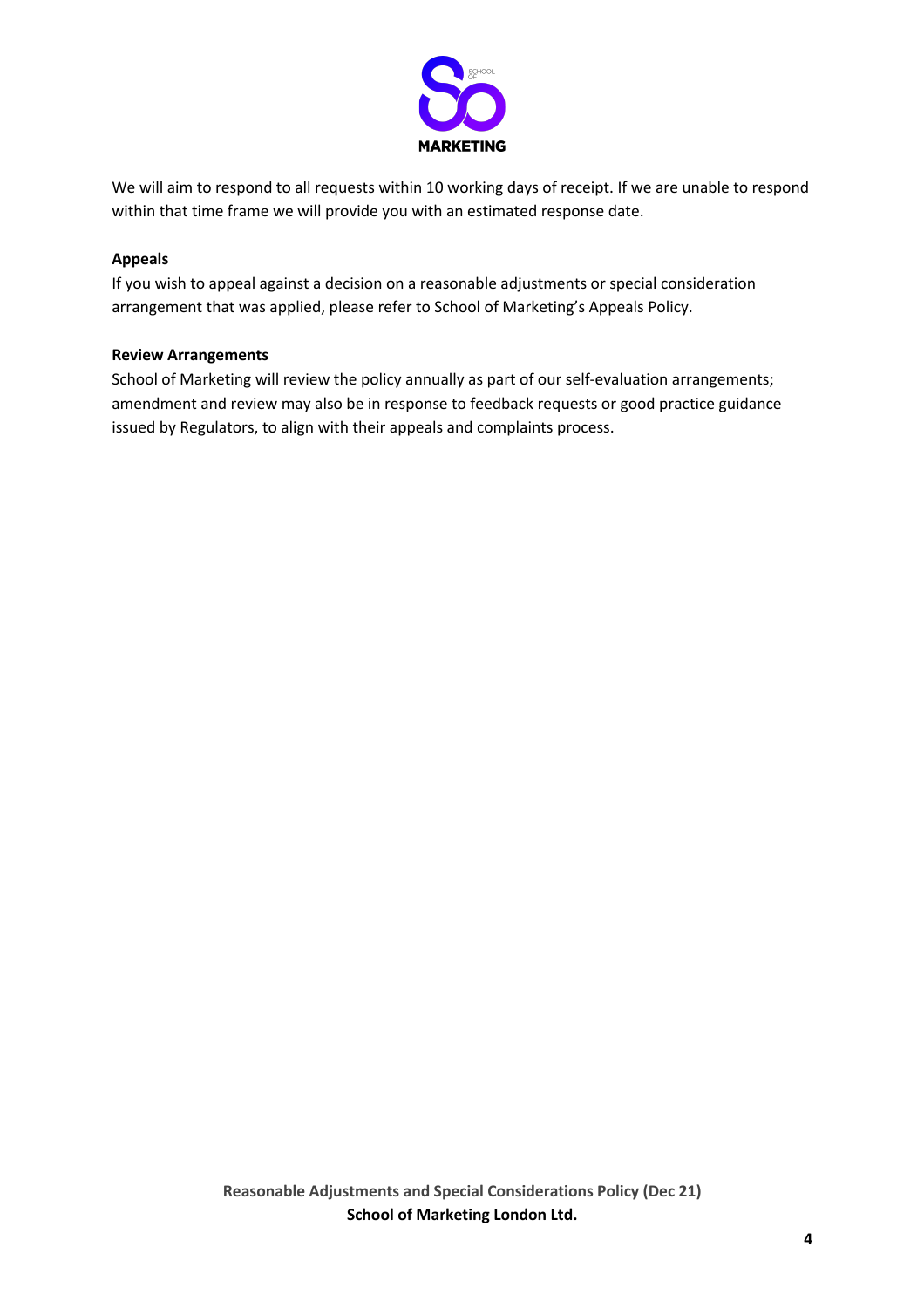We will aim to respond to all requests within 10 working days of receipt. If we are unable to respond within that time frame we will provide you with an estimated response date.

**Appeals**

If you wish to appeal against a decision on a reasonable adjustments or special consideration arrangement that was applied, please refer to School of Marketing's Appeals Policy.

**Review Arrangements**

School of Marketing will review the policy annually as part of our self-evaluation arrangements; amendment and review may also be in response to feedback requests or good practice guidance issued by Regulators, to align with their appeals and complaints process.